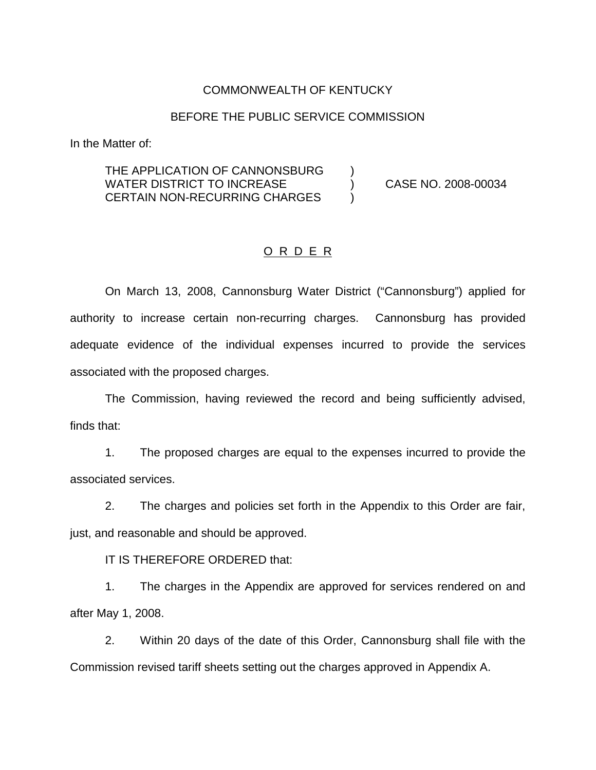COMMONWEALTH OF KENTUCKY

BEFORE THE PUBLIC SERVICE COMMISSION

In the Matter of:

THE APPLICATION OF CANNONSBURG WATER DISTRICT TO INCREASE CERTAIN NON-RECURRING CHARGES ) CASE NO. 2008-00034

## O R D E R

On March 13, 2008, Cannonsburg Water District ("Cannonsburg") applied for authority to increase certain non-recurring charges. Cannonsburg has provided adequate evidence of the individual expenses incurred to provide the services associated with the proposed charges.

The Commission, having reviewed the record and being sufficiently advised, finds that:

1. The proposed charges are equal to the expenses incurred to provide the associated services.

2. The charges and policies set forth in the Appendix to this Order are fair, just, and reasonable and should be approved.

IT IS THEREFORE ORDERED that:

1. The charges in the Appendix are approved for services rendered on and after May 1, 2008.

2. Within 20 days of the date of this Order, Cannonsburg shall file with the Commission revised tariff sheets setting out the charges approved in Appendix A.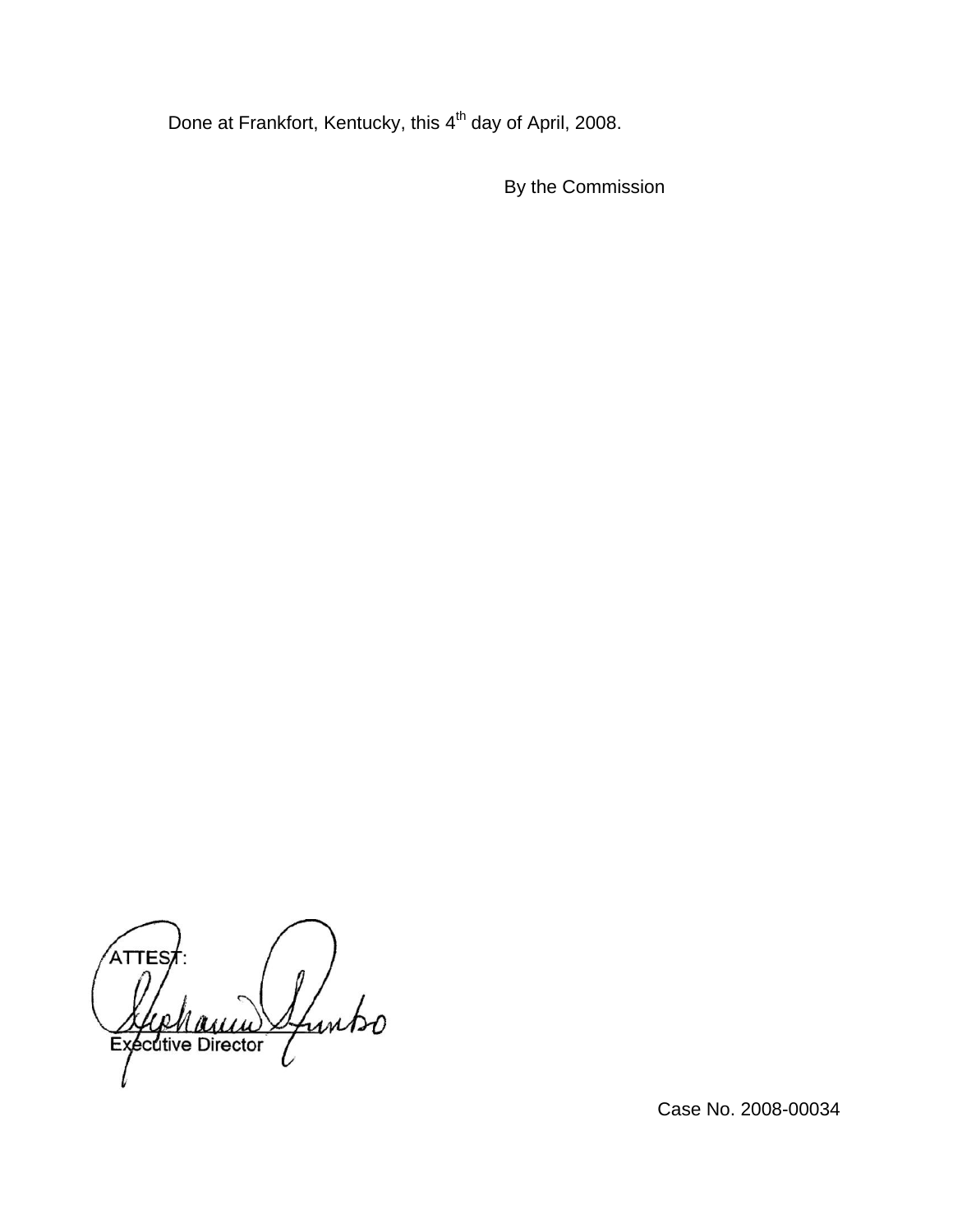Done at Frankfort, Kentucky, this 4th day of April, 2008.

By the Commission

ATTEST:

Executive Director

Case No. 2008-00034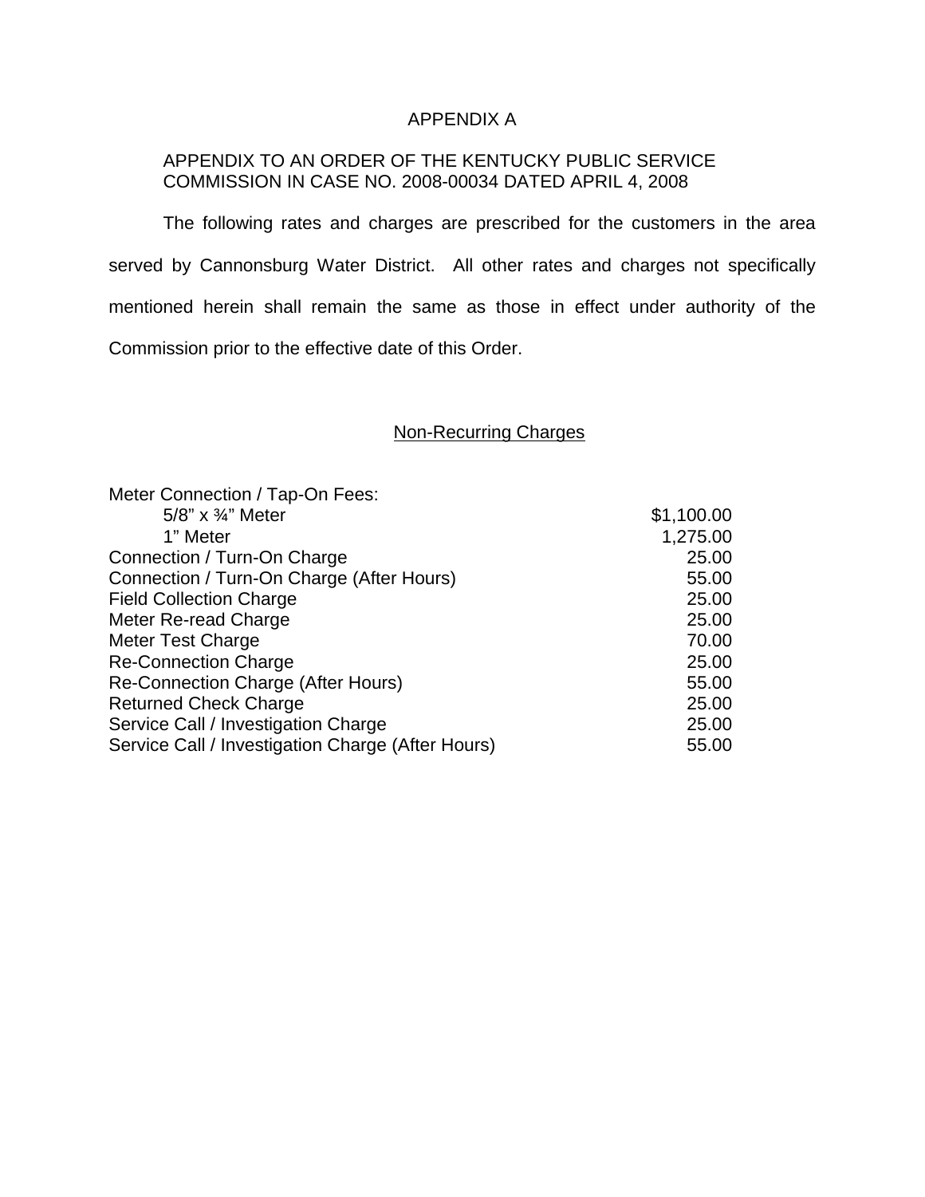APPENDIX A

APPENDIX TO AN ORDER OF THE KENTUCKY PUBLIC SERVICE COMMISSION IN CASE NO. 2008-00034 DATED APRIL 4, 2008

The following rates and charges are prescribed for the customers in the area served by Cannonsburg Water District. All other rates and charges not specifically mentioned herein shall remain the same as those in effect under authority of the Commission prior to the effective date of this Order.

Non-Recurring Charges

| | |
|---|---|
| Meter Connection / Tap-On Fees: | |
| 5/8" x ¾" Meter | $1,100.00 |
| 1" Meter | 1,275.00 |
| Connection / Turn-On Charge | 25.00 |
| Connection / Turn-On Charge (After Hours) | 55.00 |
| Field Collection Charge | 25.00 |
| Meter Re-read Charge | 25.00 |
| Meter Test Charge | 70.00 |
| Re-Connection Charge | 25.00 |
| Re-Connection Charge (After Hours) | 55.00 |
| Returned Check Charge | 25.00 |
| Service Call / Investigation Charge | 25.00 |
| Service Call / Investigation Charge (After Hours) | 55.00 |